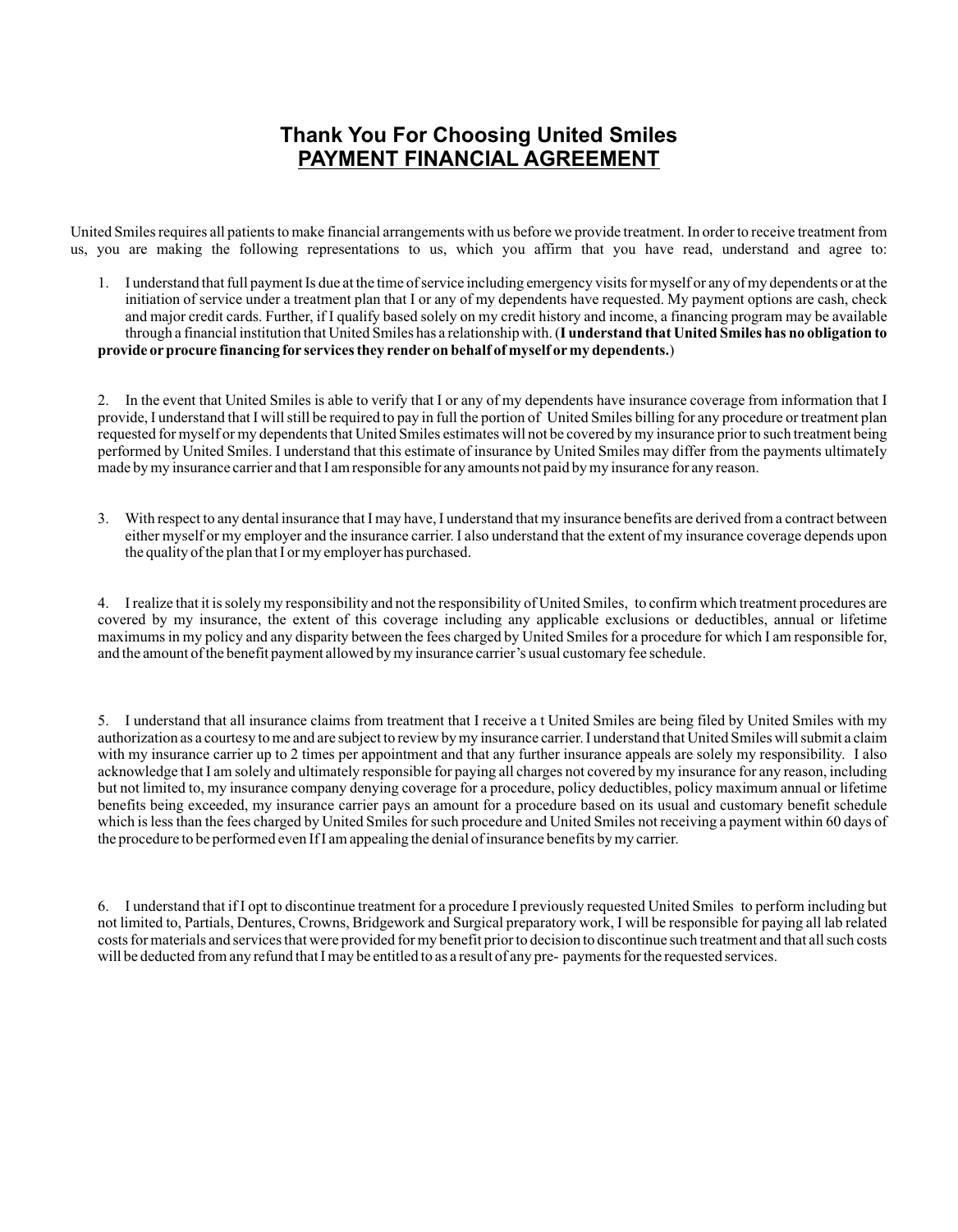# Thank You For Choosing United Smiles

## PAYMENT FINANCIAL AGREEMENT

United Smiles requires all patients to make financial arrangements with us before we provide treatment. In order to receive treatment from us, you are making the following representations to us, which you affirm that you have read, understand and agree to:

1. I understand that full payment Is due at the time of service including emergency visits for myself or any of my dependents or at the initiation of service under a treatment plan that I or any of my dependents have requested. My payment options are cash, check and major credit cards. Further, if I qualify based solely on my credit history and income, a financing program may be available through a financial institution that United Smiles has a relationship with. (**I understand that United Smiles has no obligation to provide or procure financing for services they render on behalf of myself or my dependents.**)

2. In the event that United Smiles is able to verify that I or any of my dependents have insurance coverage from information that I provide, I understand that I will still be required to pay in full the portion of United Smiles billing for any procedure or treatment plan requested for myself or my dependents that United Smiles estimates will not be covered by my insurance prior to such treatment being performed by United Smiles. I understand that this estimate of insurance by United Smiles may differ from the payments ultimately made by my insurance carrier and that I am responsible for any amounts not paid by my insurance for any reason.

3. With respect to any dental insurance that I may have, I understand that my insurance benefits are derived from a contract between either myself or my employer and the insurance carrier. I also understand that the extent of my insurance coverage depends upon the quality of the plan that I or my employer has purchased.

4. I realize that it is solely my responsibility and not the responsibility of United Smiles, to confirm which treatment procedures are covered by my insurance, the extent of this coverage including any applicable exclusions or deductibles, annual or lifetime maximums in my policy and any disparity between the fees charged by United Smiles for a procedure for which I am responsible for, and the amount of the benefit payment allowed by my insurance carrier's usual customary fee schedule.

5. I understand that all insurance claims from treatment that I receive a t United Smiles are being filed by United Smiles with my authorization as a courtesy to me and are subject to review by my insurance carrier. I understand that United Smiles will submit a claim with my insurance carrier up to 2 times per appointment and that any further insurance appeals are solely my responsibility. I also acknowledge that I am solely and ultimately responsible for paying all charges not covered by my insurance for any reason, including but not limited to, my insurance company denying coverage for a procedure, policy deductibles, policy maximum annual or lifetime benefits being exceeded, my insurance carrier pays an amount for a procedure based on its usual and customary benefit schedule which is less than the fees charged by United Smiles for such procedure and United Smiles not receiving a payment within 60 days of the procedure to be performed even If I am appealing the denial of insurance benefits by my carrier.

6. I understand that if I opt to discontinue treatment for a procedure I previously requested United Smiles to perform including but not limited to, Partials, Dentures, Crowns, Bridgework and Surgical preparatory work, I will be responsible for paying all lab related costs for materials and services that were provided for my benefit prior to decision to discontinue such treatment and that all such costs will be deducted from any refund that I may be entitled to as a result of any pre- payments for the requested services.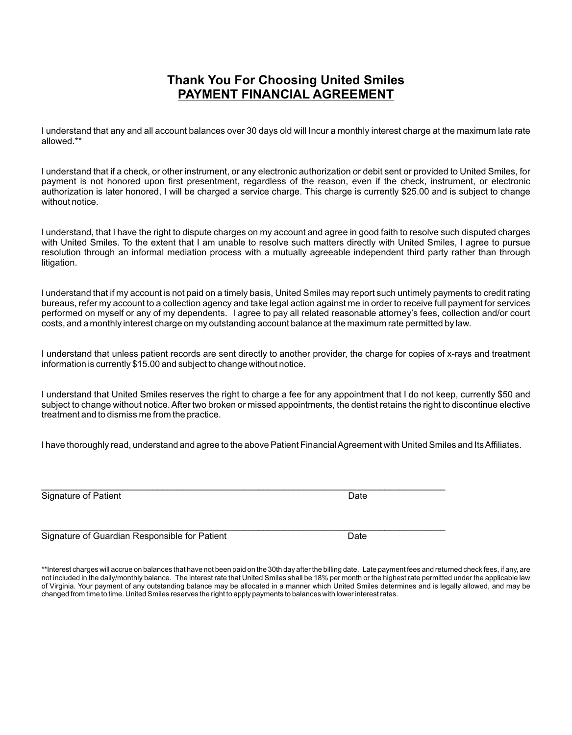## Thank You For Choosing United Smiles
## <u>PAYMENT FINANCIAL AGREEMENT</u>

I understand that any and all account balances over 30 days old will Incur a monthly interest charge at the maximum late rate allowed.**

I understand that if a check, or other instrument, or any electronic authorization or debit sent or provided to United Smiles, for payment is not honored upon first presentment, regardless of the reason, even if the check, instrument, or electronic authorization is later honored, I will be charged a service charge. This charge is currently $25.00 and is subject to change without notice.

I understand, that I have the right to dispute charges on my account and agree in good faith to resolve such disputed charges with United Smiles. To the extent that I am unable to resolve such matters directly with United Smiles, I agree to pursue resolution through an informal mediation process with a mutually agreeable independent third party rather than through litigation.

I understand that if my account is not paid on a timely basis, United Smiles may report such untimely payments to credit rating bureaus, refer my account to a collection agency and take legal action against me in order to receive full payment for services performed on myself or any of my dependents. I agree to pay all related reasonable attorney's fees, collection and/or court costs, and a monthly interest charge on my outstanding account balance at the maximum rate permitted by law.

I understand that unless patient records are sent directly to another provider, the charge for copies of x-rays and treatment information is currently $15.00 and subject to change without notice.

I understand that United Smiles reserves the right to charge a fee for any appointment that I do not keep, currently $50 and subject to change without notice. After two broken or missed appointments, the dentist retains the right to discontinue elective treatment and to dismiss me from the practice.

I have thoroughly read, understand and agree to the above Patient Financial Agreement with United Smiles and Its Affiliates.

\_\_\_\_\_\_\_\_\_\_\_\_\_\_\_\_\_\_\_\_\_\_\_\_\_\_\_\_\_\_\_\_\_\_\_\_\_\_\_\_\_\_\_\_\_\_\_\_\_\_\_\_\_\_\_\_\_\_\_\_\_\_\_\_\_\_\_\_\_\_

Signature of Patient                                        Date

\_\_\_\_\_\_\_\_\_\_\_\_\_\_\_\_\_\_\_\_\_\_\_\_\_\_\_\_\_\_\_\_\_\_\_\_\_\_\_\_\_\_\_\_\_\_\_\_\_\_\_\_\_\_\_\_\_\_\_\_\_\_\_\_\_\_\_\_\_\_

Signature of Guardian Responsible for Patient                                        Date

**Interest charges will accrue on balances that have not been paid on the 30th day after the billing date. Late payment fees and returned check fees, if any, are not included in the daily/monthly balance. The interest rate that United Smiles shall be 18% per month or the highest rate permitted under the applicable law of Virginia. Your payment of any outstanding balance may be allocated in a manner which United Smiles determines and is legally allowed, and may be changed from time to time. United Smiles reserves the right to apply payments to balances with lower interest rates.